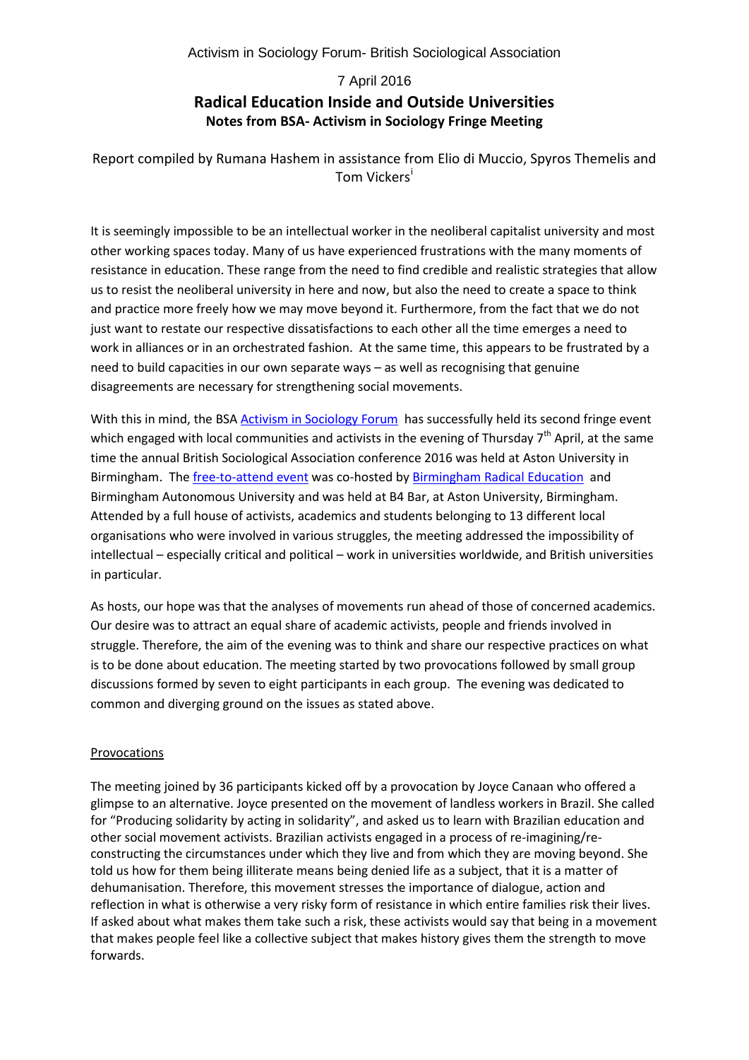Activism in Sociology Forum- British Sociological Association

7 April 2016

# Radical Education Inside and Outside Universities

## Notes from BSA- Activism in Sociology Fringe Meeting

Report compiled by Rumana Hashem in assistance from Elio di Muccio, Spyros Themelis and Tom Vickers[i]

It is seemingly impossible to be an intellectual worker in the neoliberal capitalist university and most other working spaces today. Many of us have experienced frustrations with the many moments of resistance in education. These range from the need to find credible and realistic strategies that allow us to resist the neoliberal university in here and now, but also the need to create a space to think and practice more freely how we may move beyond it. Furthermore, from the fact that we do not just want to restate our respective dissatisfactions to each other all the time emerges a need to work in alliances or in an orchestrated fashion. At the same time, this appears to be frustrated by a need to build capacities in our own separate ways – as well as recognising that genuine disagreements are necessary for strengthening social movements.

With this in mind, the BSA Activism in Sociology Forum has successfully held its second fringe event which engaged with local communities and activists in the evening of Thursday 7th April, at the same time the annual British Sociological Association conference 2016 was held at Aston University in Birmingham. The free-to-attend event was co-hosted by Birmingham Radical Education and Birmingham Autonomous University and was held at B4 Bar, at Aston University, Birmingham. Attended by a full house of activists, academics and students belonging to 13 different local organisations who were involved in various struggles, the meeting addressed the impossibility of intellectual – especially critical and political – work in universities worldwide, and British universities in particular.

As hosts, our hope was that the analyses of movements run ahead of those of concerned academics. Our desire was to attract an equal share of academic activists, people and friends involved in struggle. Therefore, the aim of the evening was to think and share our respective practices on what is to be done about education. The meeting started by two provocations followed by small group discussions formed by seven to eight participants in each group. The evening was dedicated to common and diverging ground on the issues as stated above.

### Provocations

The meeting joined by 36 participants kicked off by a provocation by Joyce Canaan who offered a glimpse to an alternative. Joyce presented on the movement of landless workers in Brazil. She called for "Producing solidarity by acting in solidarity", and asked us to learn with Brazilian education and other social movement activists. Brazilian activists engaged in a process of re-imagining/re-constructing the circumstances under which they live and from which they are moving beyond. She told us how for them being illiterate means being denied life as a subject, that it is a matter of dehumanisation. Therefore, this movement stresses the importance of dialogue, action and reflection in what is otherwise a very risky form of resistance in which entire families risk their lives. If asked about what makes them take such a risk, these activists would say that being in a movement that makes people feel like a collective subject that makes history gives them the strength to move forwards.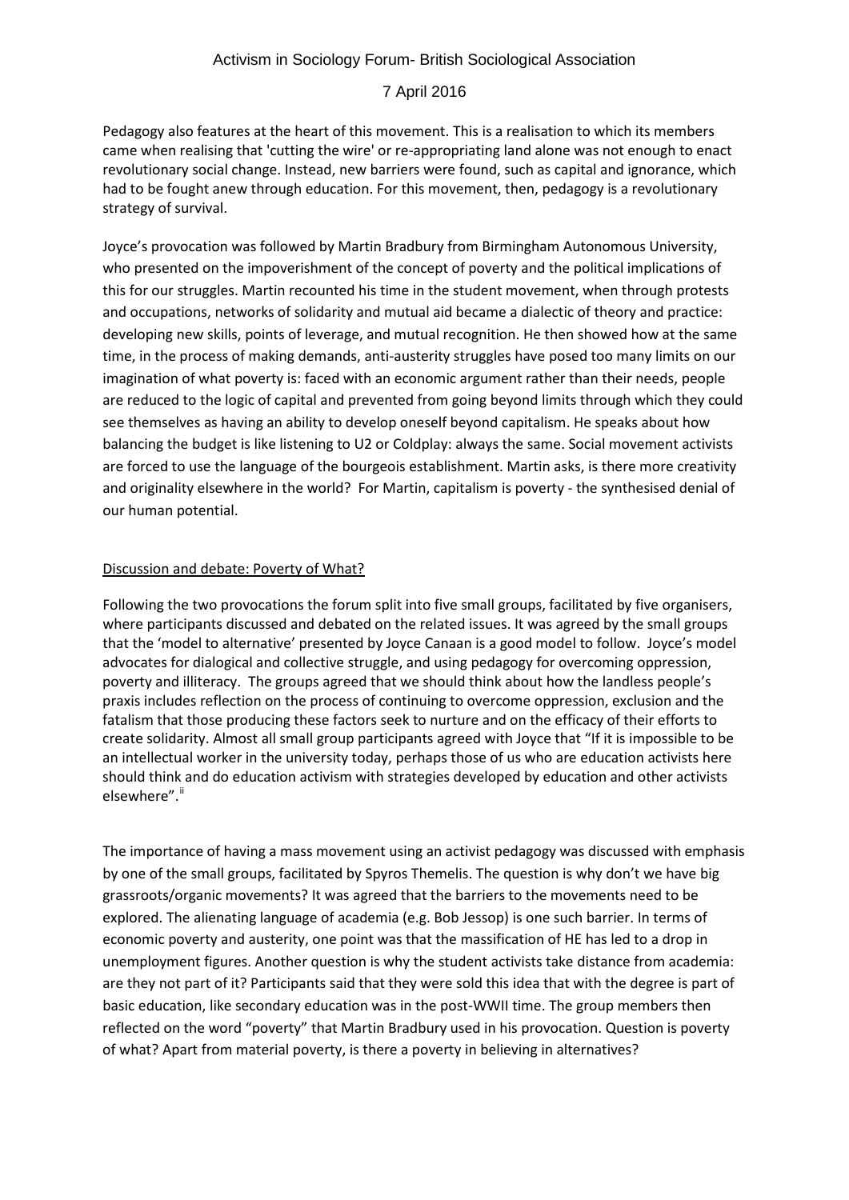Pedagogy also features at the heart of this movement. This is a realisation to which its members came when realising that 'cutting the wire' or re-appropriating land alone was not enough to enact revolutionary social change. Instead, new barriers were found, such as capital and ignorance, which had to be fought anew through education. For this movement, then, pedagogy is a revolutionary strategy of survival.

Joyce's provocation was followed by Martin Bradbury from Birmingham Autonomous University, who presented on the impoverishment of the concept of poverty and the political implications of this for our struggles. Martin recounted his time in the student movement, when through protests and occupations, networks of solidarity and mutual aid became a dialectic of theory and practice: developing new skills, points of leverage, and mutual recognition. He then showed how at the same time, in the process of making demands, anti-austerity struggles have posed too many limits on our imagination of what poverty is: faced with an economic argument rather than their needs, people are reduced to the logic of capital and prevented from going beyond limits through which they could see themselves as having an ability to develop oneself beyond capitalism. He speaks about how balancing the budget is like listening to U2 or Coldplay: always the same. Social movement activists are forced to use the language of the bourgeois establishment. Martin asks, is there more creativity and originality elsewhere in the world? For Martin, capitalism is poverty - the synthesised denial of our human potential.

<u>Discussion and debate: Poverty of What?</u>

Following the two provocations the forum split into five small groups, facilitated by five organisers, where participants discussed and debated on the related issues. It was agreed by the small groups that the 'model to alternative' presented by Joyce Canaan is a good model to follow. Joyce's model advocates for dialogical and collective struggle, and using pedagogy for overcoming oppression, poverty and illiteracy. The groups agreed that we should think about how the landless people's praxis includes reflection on the process of continuing to overcome oppression, exclusion and the fatalism that those producing these factors seek to nurture and on the efficacy of their efforts to create solidarity. Almost all small group participants agreed with Joyce that "If it is impossible to be an intellectual worker in the university today, perhaps those of us who are education activists here should think and do education activism with strategies developed by education and other activists elsewhere".[ii]

The importance of having a mass movement using an activist pedagogy was discussed with emphasis by one of the small groups, facilitated by Spyros Themelis. The question is why don't we have big grassroots/organic movements? It was agreed that the barriers to the movements need to be explored. The alienating language of academia (e.g. Bob Jessop) is one such barrier. In terms of economic poverty and austerity, one point was that the massification of HE has led to a drop in unemployment figures. Another question is why the student activists take distance from academia: are they not part of it? Participants said that they were sold this idea that with the degree is part of basic education, like secondary education was in the post-WWII time. The group members then reflected on the word "poverty" that Martin Bradbury used in his provocation. Question is poverty of what? Apart from material poverty, is there a poverty in believing in alternatives?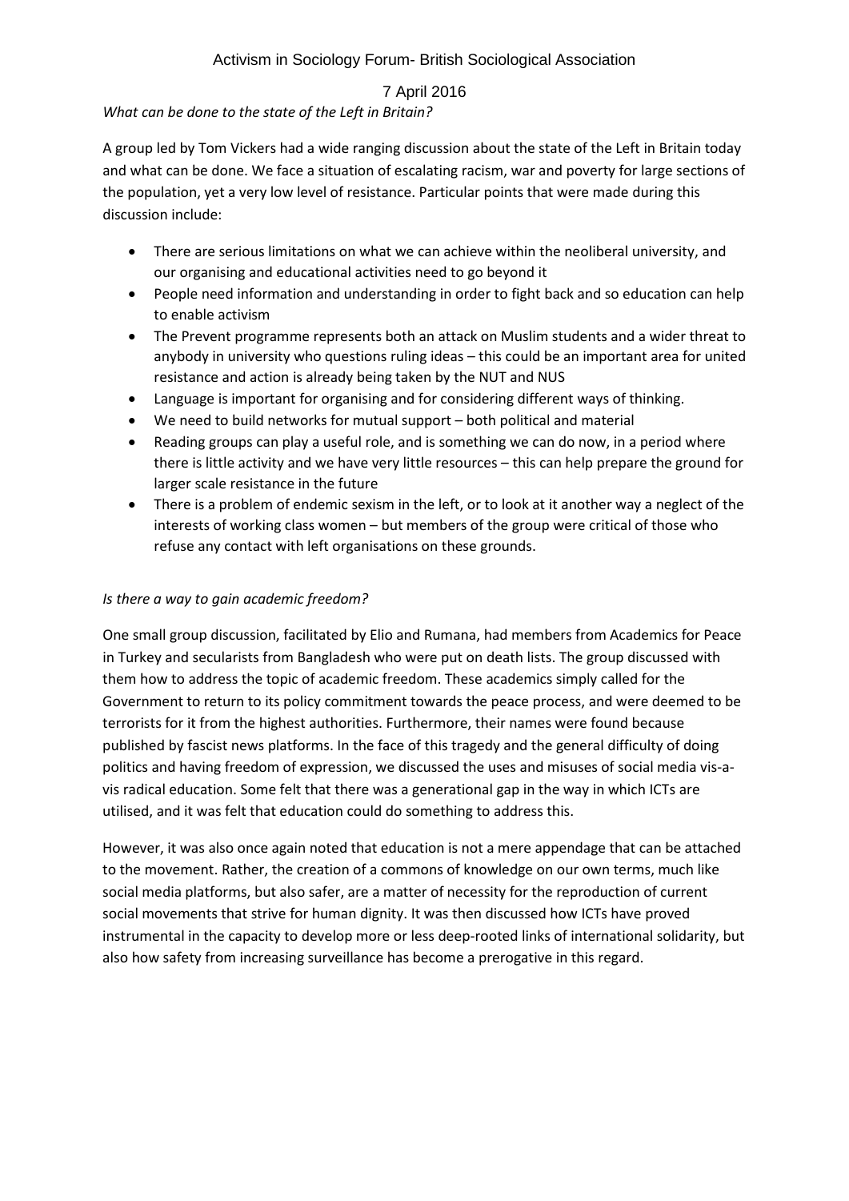*What can be done to the state of the Left in Britain?*

A group led by Tom Vickers had a wide ranging discussion about the state of the Left in Britain today and what can be done. We face a situation of escalating racism, war and poverty for large sections of the population, yet a very low level of resistance. Particular points that were made during this discussion include:

- There are serious limitations on what we can achieve within the neoliberal university, and our organising and educational activities need to go beyond it
- People need information and understanding in order to fight back and so education can help to enable activism
- The Prevent programme represents both an attack on Muslim students and a wider threat to anybody in university who questions ruling ideas – this could be an important area for united resistance and action is already being taken by the NUT and NUS
- Language is important for organising and for considering different ways of thinking.
- We need to build networks for mutual support – both political and material
- Reading groups can play a useful role, and is something we can do now, in a period where there is little activity and we have very little resources – this can help prepare the ground for larger scale resistance in the future
- There is a problem of endemic sexism in the left, or to look at it another way a neglect of the interests of working class women – but members of the group were critical of those who refuse any contact with left organisations on these grounds.

*Is there a way to gain academic freedom?*

One small group discussion, facilitated by Elio and Rumana, had members from Academics for Peace in Turkey and secularists from Bangladesh who were put on death lists. The group discussed with them how to address the topic of academic freedom. These academics simply called for the Government to return to its policy commitment towards the peace process, and were deemed to be terrorists for it from the highest authorities. Furthermore, their names were found because published by fascist news platforms. In the face of this tragedy and the general difficulty of doing politics and having freedom of expression, we discussed the uses and misuses of social media vis-a-vis radical education. Some felt that there was a generational gap in the way in which ICTs are utilised, and it was felt that education could do something to address this.

However, it was also once again noted that education is not a mere appendage that can be attached to the movement. Rather, the creation of a commons of knowledge on our own terms, much like social media platforms, but also safer, are a matter of necessity for the reproduction of current social movements that strive for human dignity. It was then discussed how ICTs have proved instrumental in the capacity to develop more or less deep-rooted links of international solidarity, but also how safety from increasing surveillance has become a prerogative in this regard.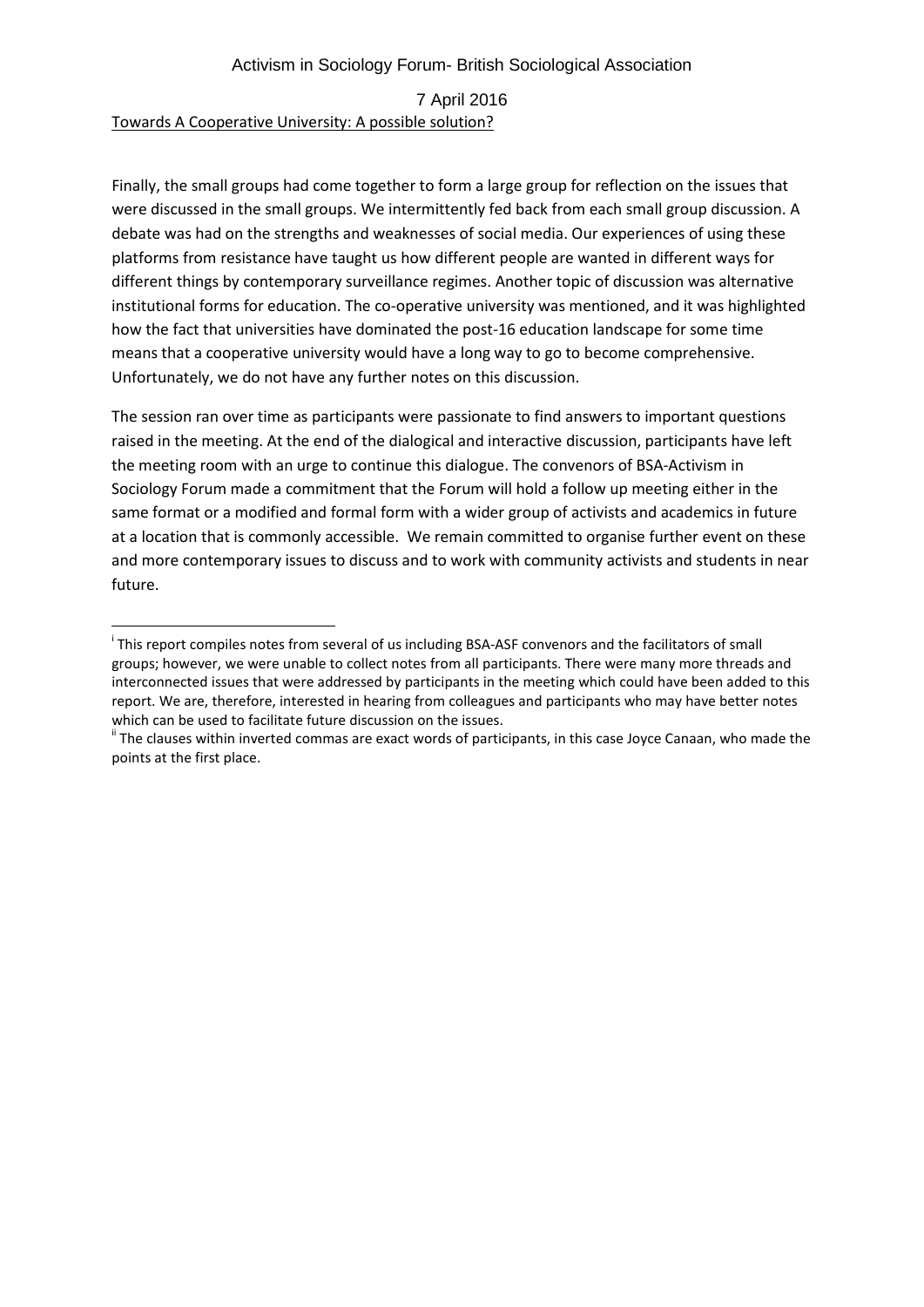Finally, the small groups had come together to form a large group for reflection on the issues that were discussed in the small groups. We intermittently fed back from each small group discussion. A debate was had on the strengths and weaknesses of social media. Our experiences of using these platforms from resistance have taught us how different people are wanted in different ways for different things by contemporary surveillance regimes. Another topic of discussion was alternative institutional forms for education. The co-operative university was mentioned, and it was highlighted how the fact that universities have dominated the post-16 education landscape for some time means that a cooperative university would have a long way to go to become comprehensive. Unfortunately, we do not have any further notes on this discussion.

The session ran over time as participants were passionate to find answers to important questions raised in the meeting. At the end of the dialogical and interactive discussion, participants have left the meeting room with an urge to continue this dialogue. The convenors of BSA-Activism in Sociology Forum made a commitment that the Forum will hold a follow up meeting either in the same format or a modified and formal form with a wider group of activists and academics in future at a location that is commonly accessible. We remain committed to organise further event on these and more contemporary issues to discuss and to work with community activists and students in near future.

---

[i] This report compiles notes from several of us including BSA-ASF convenors and the facilitators of small groups; however, we were unable to collect notes from all participants. There were many more threads and interconnected issues that were addressed by participants in the meeting which could have been added to this report. We are, therefore, interested in hearing from colleagues and participants who may have better notes which can be used to facilitate future discussion on the issues.

[ii] The clauses within inverted commas are exact words of participants, in this case Joyce Canaan, who made the points at the first place.